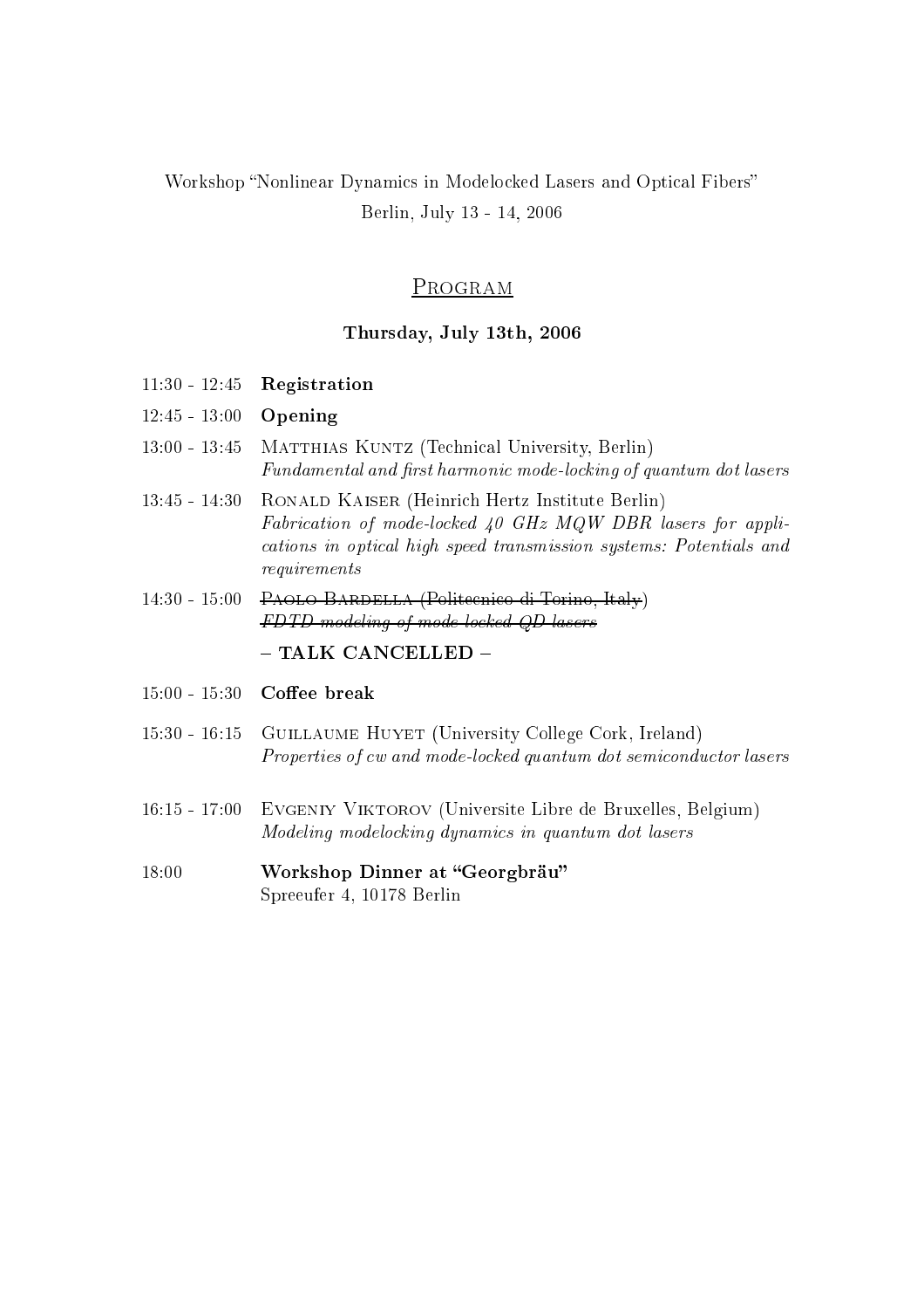Workshop "Nonlinear Dynamics in Modelocked Lasers and Optical Fibers"

Berlin, July 13 - 14, 2006

# Program

## Thursday, July 13th, 2006

11:30 - 12:45 **Registration**

12:45 - 13:00 **Opening**

13:00 - 13:45 Matthias Kuntz (Technical University, Berlin)
*Fundamental and first harmonic mode-locking of quantum dot lasers*

13:45 - 14:30 Ronald Kaiser (Heinrich Hertz Institute Berlin)
*Fabrication of mode-locked 40 GHz MQW DBR lasers for applications in optical high speed transmission systems: Potentials and requirements*

14:30 - 15:00 ~~Paolo Bardella (Politecnico di Torino, Italy)~~
~~*FDTD modeling of mode locked QD lasers*~~

**– TALK CANCELLED –**

15:00 - 15:30 **Coffee break**

15:30 - 16:15 Guillaume Huyet (University College Cork, Ireland)
*Properties of cw and mode-locked quantum dot semiconductor lasers*

16:15 - 17:00 Evgeniy Viktorov (Universite Libre de Bruxelles, Belgium)
*Modeling modelocking dynamics in quantum dot lasers*

18:00 **Workshop Dinner at "Georgbräu"**
Spreeufer 4, 10178 Berlin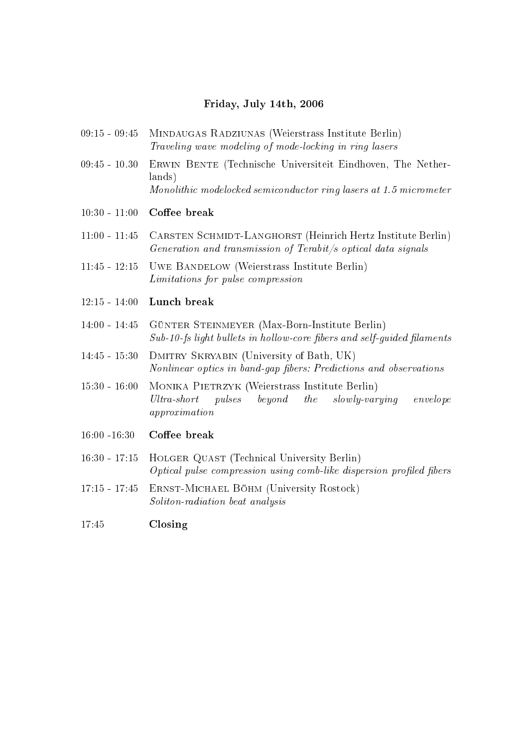### Friday, July 14th, 2006

| | | |
|---|---|---|
| 09:15 - 09:45 | Mindaugas Radziunas (Weierstrass Institute Berlin)<br>*Traveling wave modeling of mode-locking in ring lasers* |
| 09:45 - 10.30 | Erwin Bente (Technische Universiteit Eindhoven, The Netherlands)<br>*Monolithic modelocked semiconductor ring lasers at 1.5 micrometer* |
| 10:30 - 11:00 | **Coffee break** |
| 11:00 - 11:45 | Carsten Schmidt-Langhorst (Heinrich Hertz Institute Berlin)<br>*Generation and transmission of Terabit/s optical data signals* |
| 11:45 - 12:15 | Uwe Bandelow (Weierstrass Institute Berlin)<br>*Limitations for pulse compression* |
| 12:15 - 14:00 | **Lunch break** |
| 14:00 - 14:45 | Günter Steinmeyer (Max-Born-Institute Berlin)<br>*Sub-10-fs light bullets in hollow-core fibers and self-guided filaments* |
| 14:45 - 15:30 | Dmitry Skryabin (University of Bath, UK)<br>*Nonlinear optics in band-gap fibers: Predictions and observations* |
| 15:30 - 16:00 | Monika Pietrzyk (Weierstrass Institute Berlin)<br>*Ultra-short pulses beyond the slowly-varying envelope approximation* |
| 16:00 -16:30 | **Coffee break** |
| 16:30 - 17:15 | Holger Quast (Technical University Berlin)<br>*Optical pulse compression using comb-like dispersion profiled fibers* |
| 17:15 - 17:45 | Ernst-Michael Böhm (University Rostock)<br>*Soliton-radiation beat analysis* |
| 17:45 | **Closing** |